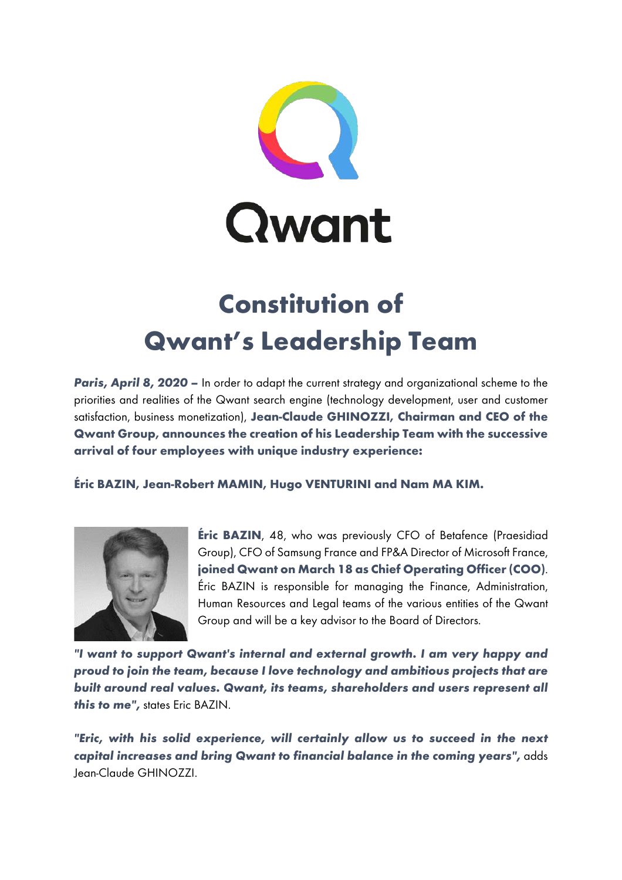# Constitution of Qwant's Leadership Team

***Paris, April 8, 2020 –*** In order to adapt the current strategy and organizational scheme to the priorities and realities of the Qwant search engine (technology development, user and customer satisfaction, business monetization), **Jean-Claude GHINOZZI, Chairman and CEO of the Qwant Group, announces the creation of his Leadership Team with the successive arrival of four employees with unique industry experience:**

**Éric BAZIN, Jean-Robert MAMIN, Hugo VENTURINI and Nam MA KIM.**

**Éric BAZIN**, 48, who was previously CFO of Betafence (Praesidiad Group), CFO of Samsung France and FP&A Director of Microsoft France, **joined Qwant on March 18 as Chief Operating Officer (COO)**. Éric BAZIN is responsible for managing the Finance, Administration, Human Resources and Legal teams of the various entities of the Qwant Group and will be a key advisor to the Board of Directors.

***"I want to support Qwant's internal and external growth. I am very happy and proud to join the team, because I love technology and ambitious projects that are built around real values. Qwant, its teams, shareholders and users represent all this to me",*** states Eric BAZIN.

***"Eric, with his solid experience, will certainly allow us to succeed in the next capital increases and bring Qwant to financial balance in the coming years",*** adds Jean-Claude GHINOZZI.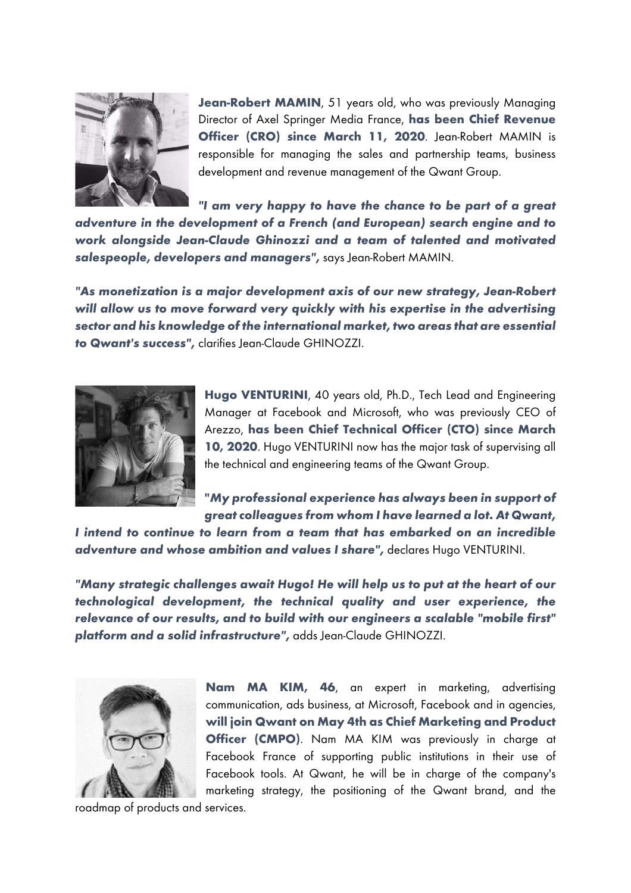**Jean-Robert MAMIN**, 51 years old, who was previously Managing Director of Axel Springer Media France, **has been Chief Revenue Officer (CRO) since March 11, 2020**. Jean-Robert MAMIN is responsible for managing the sales and partnership teams, business development and revenue management of the Qwant Group.

***"I am very happy to have the chance to be part of a great adventure in the development of a French (and European) search engine and to work alongside Jean-Claude Ghinozzi and a team of talented and motivated salespeople, developers and managers",*** says Jean-Robert MAMIN.

***"As monetization is a major development axis of our new strategy, Jean-Robert will allow us to move forward very quickly with his expertise in the advertising sector and his knowledge of the international market, two areas that are essential to Qwant's success",*** clarifies Jean-Claude GHINOZZI.

**Hugo VENTURINI**, 40 years old, Ph.D., Tech Lead and Engineering Manager at Facebook and Microsoft, who was previously CEO of Arezzo, **has been Chief Technical Officer (CTO) since March 10, 2020**. Hugo VENTURINI now has the major task of supervising all the technical and engineering teams of the Qwant Group.

***"My professional experience has always been in support of great colleagues from whom I have learned a lot. At Qwant, I intend to continue to learn from a team that has embarked on an incredible adventure and whose ambition and values I share",*** declares Hugo VENTURINI.

***"Many strategic challenges await Hugo! He will help us to put at the heart of our technological development, the technical quality and user experience, the relevance of our results, and to build with our engineers a scalable "mobile first" platform and a solid infrastructure",*** adds Jean-Claude GHINOZZI.

**Nam MA KIM, 46**, an expert in marketing, advertising communication, ads business, at Microsoft, Facebook and in agencies, **will join Qwant on May 4th as Chief Marketing and Product Officer (CMPO)**. Nam MA KIM was previously in charge at Facebook France of supporting public institutions in their use of Facebook tools. At Qwant, he will be in charge of the company's marketing strategy, the positioning of the Qwant brand, and the roadmap of products and services.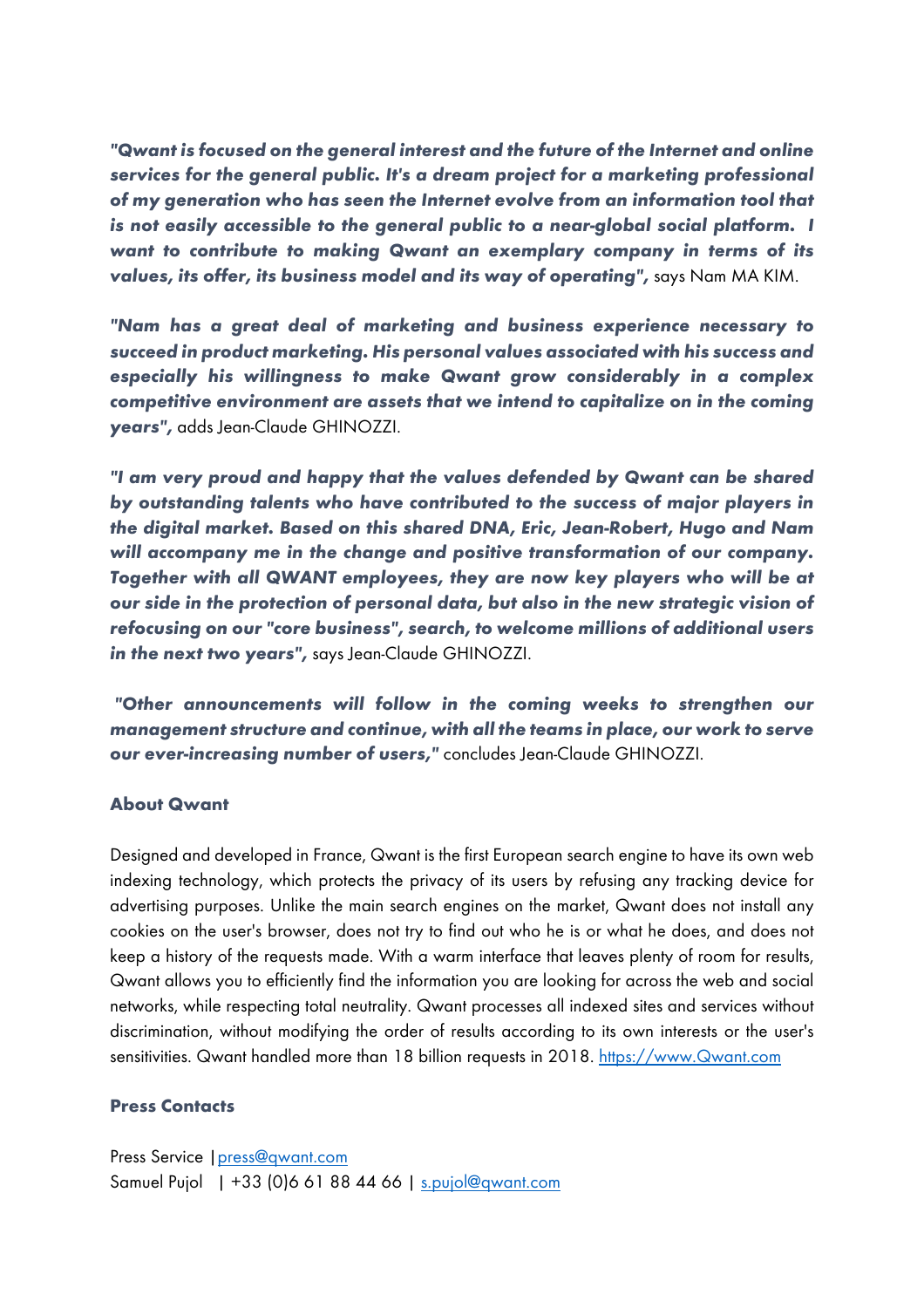***"Qwant is focused on the general interest and the future of the Internet and online services for the general public. It's a dream project for a marketing professional of my generation who has seen the Internet evolve from an information tool that is not easily accessible to the general public to a near-global social platform. I want to contribute to making Qwant an exemplary company in terms of its values, its offer, its business model and its way of operating",*** says Nam MA KIM.

***"Nam has a great deal of marketing and business experience necessary to succeed in product marketing. His personal values associated with his success and especially his willingness to make Qwant grow considerably in a complex competitive environment are assets that we intend to capitalize on in the coming years",*** adds Jean-Claude GHINOZZI.

***"I am very proud and happy that the values defended by Qwant can be shared by outstanding talents who have contributed to the success of major players in the digital market. Based on this shared DNA, Eric, Jean-Robert, Hugo and Nam will accompany me in the change and positive transformation of our company. Together with all QWANT employees, they are now key players who will be at our side in the protection of personal data, but also in the new strategic vision of refocusing on our "core business", search, to welcome millions of additional users in the next two years",*** says Jean-Claude GHINOZZI.

***"Other announcements will follow in the coming weeks to strengthen our management structure and continue, with all the teams in place, our work to serve our ever-increasing number of users,"*** concludes Jean-Claude GHINOZZI.

**About Qwant**

Designed and developed in France, Qwant is the first European search engine to have its own web indexing technology, which protects the privacy of its users by refusing any tracking device for advertising purposes. Unlike the main search engines on the market, Qwant does not install any cookies on the user's browser, does not try to find out who he is or what he does, and does not keep a history of the requests made. With a warm interface that leaves plenty of room for results, Qwant allows you to efficiently find the information you are looking for across the web and social networks, while respecting total neutrality. Qwant processes all indexed sites and services without discrimination, without modifying the order of results according to its own interests or the user's sensitivities. Qwant handled more than 18 billion requests in 2018. [https://www.Qwant.com](https://www.Qwant.com)

**Press Contacts**

Press Service | press@qwant.com
Samuel Pujol | +33 (0)6 61 88 44 66 | s.pujol@qwant.com